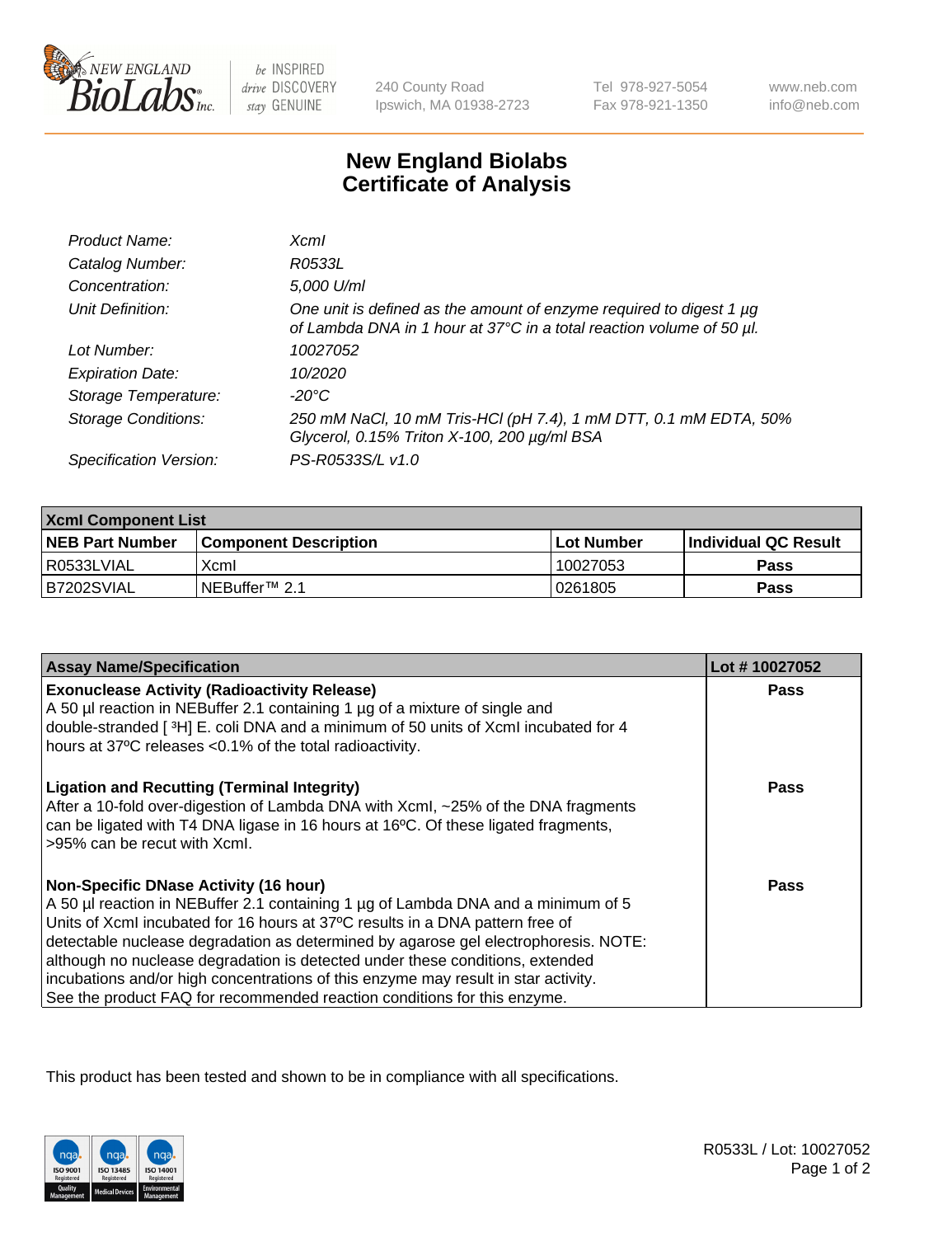240 County Road
Ipswich, MA 01938-2723

Tel 978-927-5054
Fax 978-921-1350

www.neb.com
info@neb.com

# New England Biolabs Certificate of Analysis

| | |
|---|---|
| *Product Name:* | *XcmI* |
| *Catalog Number:* | *R0533L* |
| *Concentration:* | *5,000 U/ml* |
| *Unit Definition:* | *One unit is defined as the amount of enzyme required to digest 1 µg of Lambda DNA in 1 hour at 37°C in a total reaction volume of 50 µl.* |
| *Lot Number:* | *10027052* |
| *Expiration Date:* | *10/2020* |
| *Storage Temperature:* | *-20°C* |
| *Storage Conditions:* | *250 mM NaCl, 10 mM Tris-HCl (pH 7.4), 1 mM DTT, 0.1 mM EDTA, 50% Glycerol, 0.15% Triton X-100, 200 µg/ml BSA* |
| *Specification Version:* | *PS-R0533S/L v1.0* |

| XcmI Component List | | | |
|---|---|---|---|
| **NEB Part Number** | **Component Description** | **Lot Number** | **Individual QC Result** |
| R0533LVIAL | XcmI | 10027053 | **Pass** |
| B7202SVIAL | NEBuffer™ 2.1 | 0261805 | **Pass** |

| Assay Name/Specification | Lot # 10027052 |
|---|---|
| **Exonuclease Activity (Radioactivity Release)**<br>A 50 µl reaction in NEBuffer 2.1 containing 1 µg of a mixture of single and double-stranded [ $^{3}$H] E. coli DNA and a minimum of 50 units of XcmI incubated for 4 hours at 37ºC releases <0.1% of the total radioactivity. | **Pass** |
| **Ligation and Recutting (Terminal Integrity)**<br>After a 10-fold over-digestion of Lambda DNA with XcmI, ~25% of the DNA fragments can be ligated with T4 DNA ligase in 16 hours at 16ºC. Of these ligated fragments, >95% can be recut with XcmI. | **Pass** |
| **Non-Specific DNase Activity (16 hour)**<br>A 50 µl reaction in NEBuffer 2.1 containing 1 µg of Lambda DNA and a minimum of 5 Units of XcmI incubated for 16 hours at 37ºC results in a DNA pattern free of detectable nuclease degradation as determined by agarose gel electrophoresis. NOTE: although no nuclease degradation is detected under these conditions, extended incubations and/or high concentrations of this enzyme may result in star activity. See the product FAQ for recommended reaction conditions for this enzyme. | **Pass** |

This product has been tested and shown to be in compliance with all specifications.

R0533L / Lot: 10027052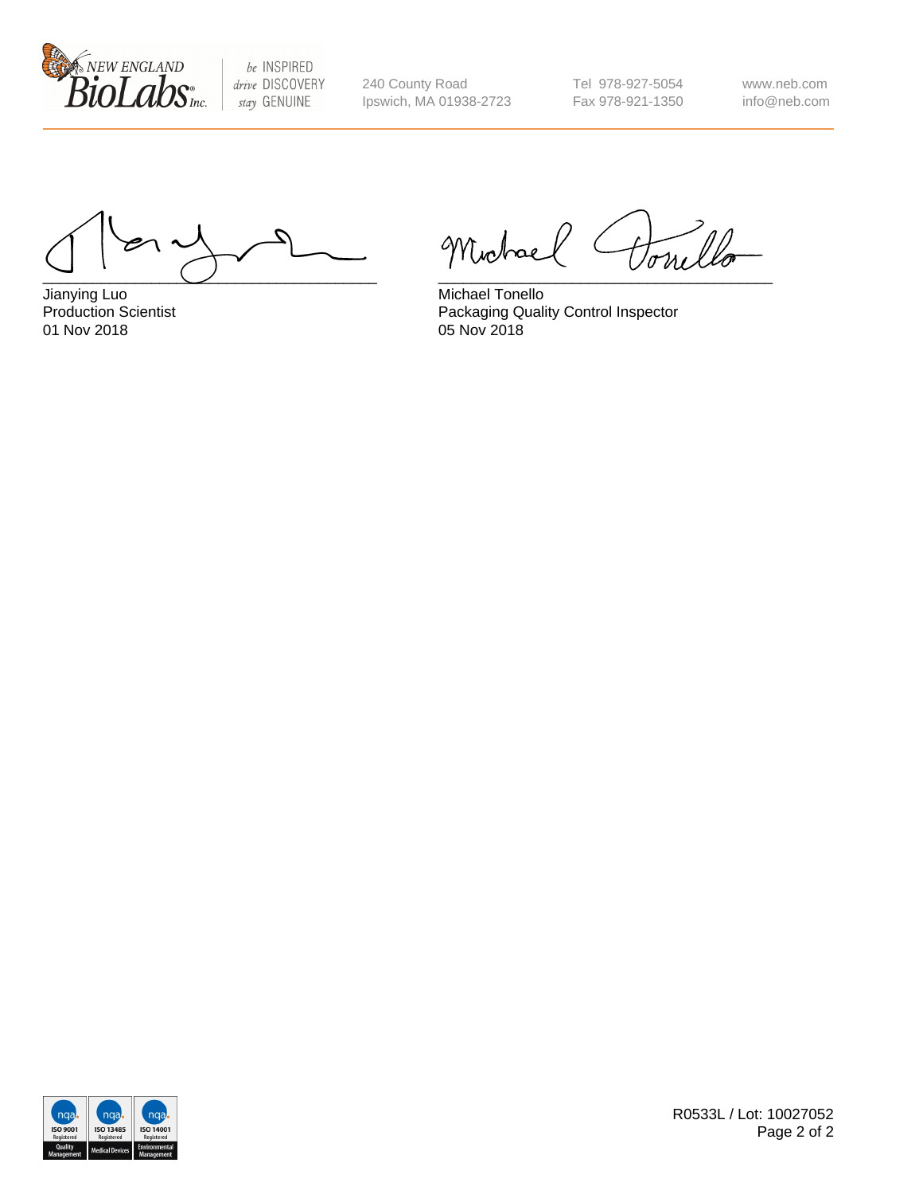Jianying Luo
Production Scientist
01 Nov 2018

Michael Tonello
Packaging Quality Control Inspector
05 Nov 2018